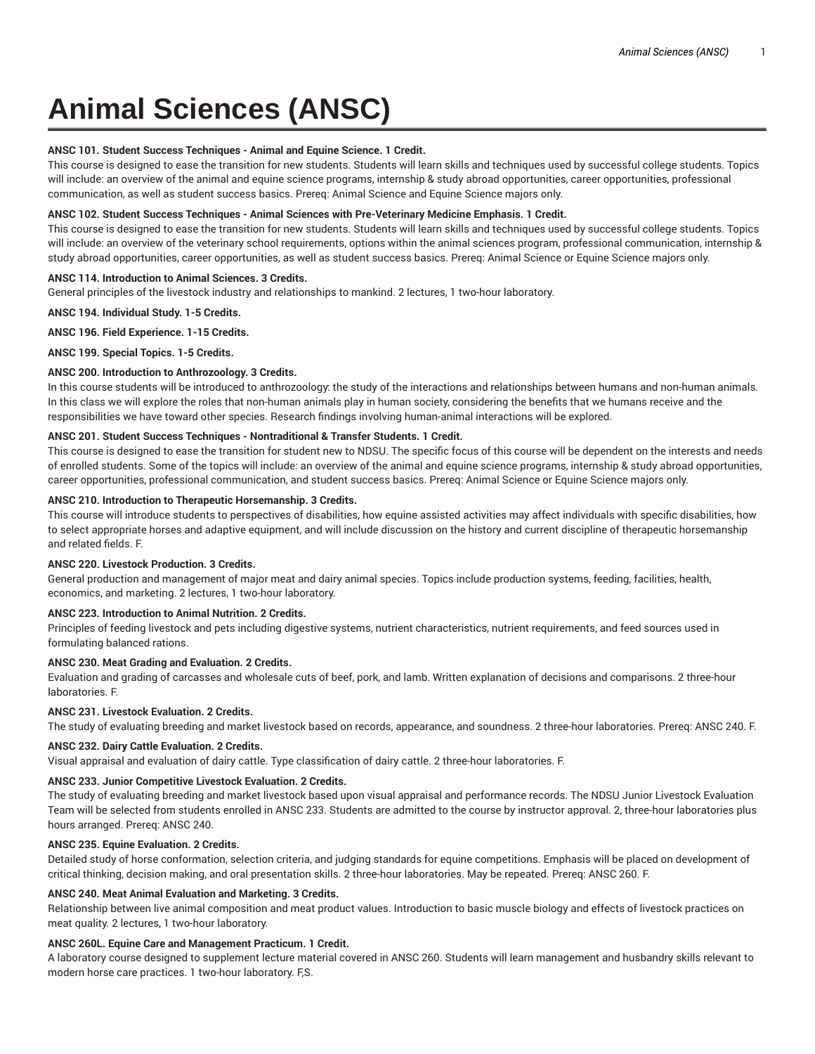# Animal Sciences (ANSC)

**ANSC 101. Student Success Techniques - Animal and Equine Science. 1 Credit.**

This course is designed to ease the transition for new students. Students will learn skills and techniques used by successful college students. Topics will include: an overview of the animal and equine science programs, internship & study abroad opportunities, career opportunities, professional communication, as well as student success basics. Prereq: Animal Science and Equine Science majors only.

**ANSC 102. Student Success Techniques - Animal Sciences with Pre-Veterinary Medicine Emphasis. 1 Credit.**

This course is designed to ease the transition for new students. Students will learn skills and techniques used by successful college students. Topics will include: an overview of the veterinary school requirements, options within the animal sciences program, professional communication, internship & study abroad opportunities, career opportunities, as well as student success basics. Prereq: Animal Science or Equine Science majors only.

**ANSC 114. Introduction to Animal Sciences. 3 Credits.**

General principles of the livestock industry and relationships to mankind. 2 lectures, 1 two-hour laboratory.

**ANSC 194. Individual Study. 1-5 Credits.**

**ANSC 196. Field Experience. 1-15 Credits.**

**ANSC 199. Special Topics. 1-5 Credits.**

**ANSC 200. Introduction to Anthrozoology. 3 Credits.**

In this course students will be introduced to anthrozoology: the study of the interactions and relationships between humans and non-human animals. In this class we will explore the roles that non-human animals play in human society, considering the benefits that we humans receive and the responsibilities we have toward other species. Research findings involving human-animal interactions will be explored.

**ANSC 201. Student Success Techniques - Nontraditional & Transfer Students. 1 Credit.**

This course is designed to ease the transition for student new to NDSU. The specific focus of this course will be dependent on the interests and needs of enrolled students. Some of the topics will include: an overview of the animal and equine science programs, internship & study abroad opportunities, career opportunities, professional communication, and student success basics. Prereq: Animal Science or Equine Science majors only.

**ANSC 210. Introduction to Therapeutic Horsemanship. 3 Credits.**

This course will introduce students to perspectives of disabilities, how equine assisted activities may affect individuals with specific disabilities, how to select appropriate horses and adaptive equipment, and will include discussion on the history and current discipline of therapeutic horsemanship and related fields. F.

**ANSC 220. Livestock Production. 3 Credits.**

General production and management of major meat and dairy animal species. Topics include production systems, feeding, facilities, health, economics, and marketing. 2 lectures, 1 two-hour laboratory.

**ANSC 223. Introduction to Animal Nutrition. 2 Credits.**

Principles of feeding livestock and pets including digestive systems, nutrient characteristics, nutrient requirements, and feed sources used in formulating balanced rations.

**ANSC 230. Meat Grading and Evaluation. 2 Credits.**

Evaluation and grading of carcasses and wholesale cuts of beef, pork, and lamb. Written explanation of decisions and comparisons. 2 three-hour laboratories. F.

**ANSC 231. Livestock Evaluation. 2 Credits.**

The study of evaluating breeding and market livestock based on records, appearance, and soundness. 2 three-hour laboratories. Prereq: ANSC 240. F.

**ANSC 232. Dairy Cattle Evaluation. 2 Credits.**

Visual appraisal and evaluation of dairy cattle. Type classification of dairy cattle. 2 three-hour laboratories. F.

**ANSC 233. Junior Competitive Livestock Evaluation. 2 Credits.**

The study of evaluating breeding and market livestock based upon visual appraisal and performance records. The NDSU Junior Livestock Evaluation Team will be selected from students enrolled in ANSC 233. Students are admitted to the course by instructor approval. 2, three-hour laboratories plus hours arranged. Prereq: ANSC 240.

**ANSC 235. Equine Evaluation. 2 Credits.**

Detailed study of horse conformation, selection criteria, and judging standards for equine competitions. Emphasis will be placed on development of critical thinking, decision making, and oral presentation skills. 2 three-hour laboratories. May be repeated. Prereq: ANSC 260. F.

**ANSC 240. Meat Animal Evaluation and Marketing. 3 Credits.**

Relationship between live animal composition and meat product values. Introduction to basic muscle biology and effects of livestock practices on meat quality. 2 lectures, 1 two-hour laboratory.

**ANSC 260L. Equine Care and Management Practicum. 1 Credit.**

A laboratory course designed to supplement lecture material covered in ANSC 260. Students will learn management and husbandry skills relevant to modern horse care practices. 1 two-hour laboratory. F,S.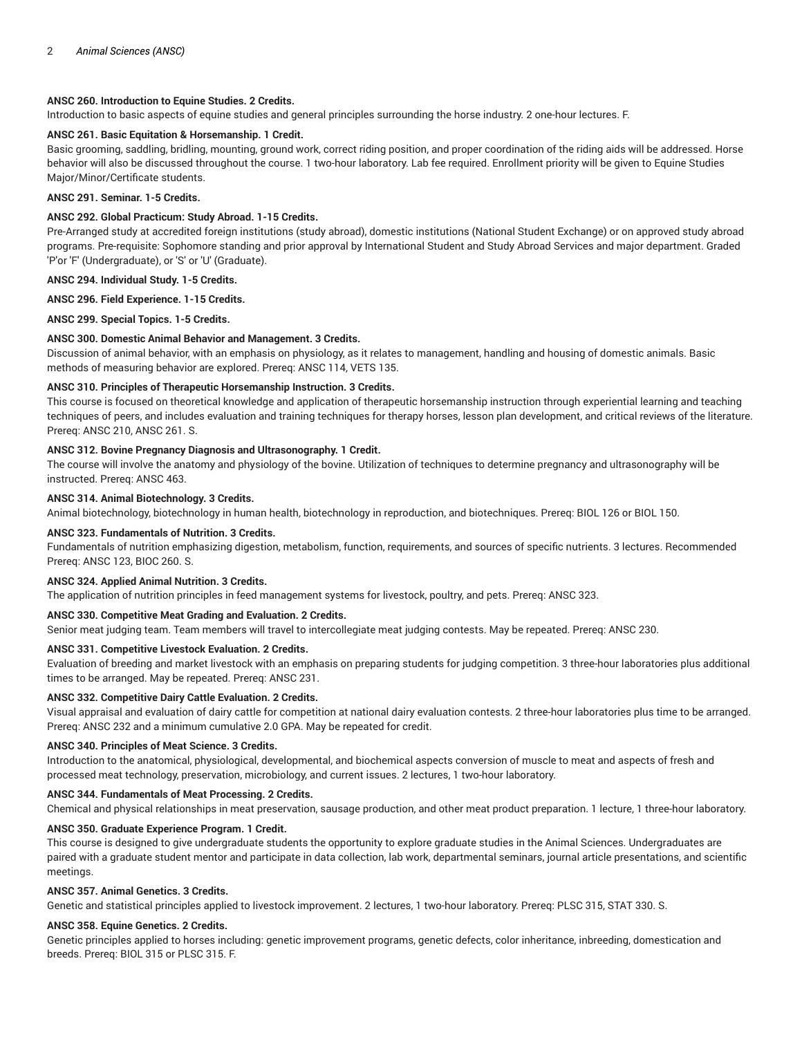**ANSC 260. Introduction to Equine Studies. 2 Credits.**
Introduction to basic aspects of equine studies and general principles surrounding the horse industry. 2 one-hour lectures. F.

**ANSC 261. Basic Equitation & Horsemanship. 1 Credit.**
Basic grooming, saddling, bridling, mounting, ground work, correct riding position, and proper coordination of the riding aids will be addressed. Horse behavior will also be discussed throughout the course. 1 two-hour laboratory. Lab fee required. Enrollment priority will be given to Equine Studies Major/Minor/Certificate students.

**ANSC 291. Seminar. 1-5 Credits.**

**ANSC 292. Global Practicum: Study Abroad. 1-15 Credits.**
Pre-Arranged study at accredited foreign institutions (study abroad), domestic institutions (National Student Exchange) or on approved study abroad programs. Pre-requisite: Sophomore standing and prior approval by International Student and Study Abroad Services and major department. Graded 'P'or 'F' (Undergraduate), or 'S' or 'U' (Graduate).

**ANSC 294. Individual Study. 1-5 Credits.**

**ANSC 296. Field Experience. 1-15 Credits.**

**ANSC 299. Special Topics. 1-5 Credits.**

**ANSC 300. Domestic Animal Behavior and Management. 3 Credits.**
Discussion of animal behavior, with an emphasis on physiology, as it relates to management, handling and housing of domestic animals. Basic methods of measuring behavior are explored. Prereq: ANSC 114, VETS 135.

**ANSC 310. Principles of Therapeutic Horsemanship Instruction. 3 Credits.**
This course is focused on theoretical knowledge and application of therapeutic horsemanship instruction through experiential learning and teaching techniques of peers, and includes evaluation and training techniques for therapy horses, lesson plan development, and critical reviews of the literature. Prereq: ANSC 210, ANSC 261. S.

**ANSC 312. Bovine Pregnancy Diagnosis and Ultrasonography. 1 Credit.**
The course will involve the anatomy and physiology of the bovine. Utilization of techniques to determine pregnancy and ultrasonography will be instructed. Prereq: ANSC 463.

**ANSC 314. Animal Biotechnology. 3 Credits.**
Animal biotechnology, biotechnology in human health, biotechnology in reproduction, and biotechniques. Prereq: BIOL 126 or BIOL 150.

**ANSC 323. Fundamentals of Nutrition. 3 Credits.**
Fundamentals of nutrition emphasizing digestion, metabolism, function, requirements, and sources of specific nutrients. 3 lectures. Recommended Prereq: ANSC 123, BIOC 260. S.

**ANSC 324. Applied Animal Nutrition. 3 Credits.**
The application of nutrition principles in feed management systems for livestock, poultry, and pets. Prereq: ANSC 323.

**ANSC 330. Competitive Meat Grading and Evaluation. 2 Credits.**
Senior meat judging team. Team members will travel to intercollegiate meat judging contests. May be repeated. Prereq: ANSC 230.

**ANSC 331. Competitive Livestock Evaluation. 2 Credits.**
Evaluation of breeding and market livestock with an emphasis on preparing students for judging competition. 3 three-hour laboratories plus additional times to be arranged. May be repeated. Prereq: ANSC 231.

**ANSC 332. Competitive Dairy Cattle Evaluation. 2 Credits.**
Visual appraisal and evaluation of dairy cattle for competition at national dairy evaluation contests. 2 three-hour laboratories plus time to be arranged. Prereq: ANSC 232 and a minimum cumulative 2.0 GPA. May be repeated for credit.

**ANSC 340. Principles of Meat Science. 3 Credits.**
Introduction to the anatomical, physiological, developmental, and biochemical aspects conversion of muscle to meat and aspects of fresh and processed meat technology, preservation, microbiology, and current issues. 2 lectures, 1 two-hour laboratory.

**ANSC 344. Fundamentals of Meat Processing. 2 Credits.**
Chemical and physical relationships in meat preservation, sausage production, and other meat product preparation. 1 lecture, 1 three-hour laboratory.

**ANSC 350. Graduate Experience Program. 1 Credit.**
This course is designed to give undergraduate students the opportunity to explore graduate studies in the Animal Sciences. Undergraduates are paired with a graduate student mentor and participate in data collection, lab work, departmental seminars, journal article presentations, and scientific meetings.

**ANSC 357. Animal Genetics. 3 Credits.**
Genetic and statistical principles applied to livestock improvement. 2 lectures, 1 two-hour laboratory. Prereq: PLSC 315, STAT 330. S.

**ANSC 358. Equine Genetics. 2 Credits.**
Genetic principles applied to horses including: genetic improvement programs, genetic defects, color inheritance, inbreeding, domestication and breeds. Prereq: BIOL 315 or PLSC 315. F.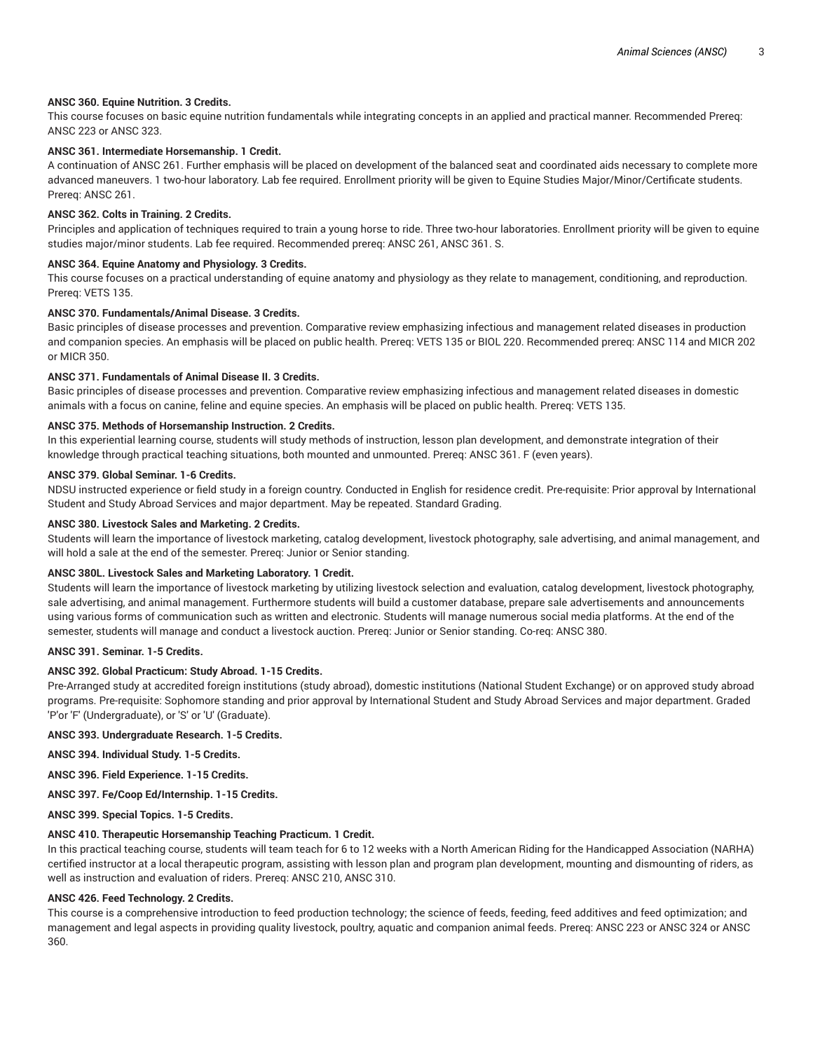**ANSC 360. Equine Nutrition. 3 Credits.**

This course focuses on basic equine nutrition fundamentals while integrating concepts in an applied and practical manner. Recommended Prereq: ANSC 223 or ANSC 323.

**ANSC 361. Intermediate Horsemanship. 1 Credit.**

A continuation of ANSC 261. Further emphasis will be placed on development of the balanced seat and coordinated aids necessary to complete more advanced maneuvers. 1 two-hour laboratory. Lab fee required. Enrollment priority will be given to Equine Studies Major/Minor/Certificate students. Prereq: ANSC 261.

**ANSC 362. Colts in Training. 2 Credits.**

Principles and application of techniques required to train a young horse to ride. Three two-hour laboratories. Enrollment priority will be given to equine studies major/minor students. Lab fee required. Recommended prereq: ANSC 261, ANSC 361. S.

**ANSC 364. Equine Anatomy and Physiology. 3 Credits.**

This course focuses on a practical understanding of equine anatomy and physiology as they relate to management, conditioning, and reproduction. Prereq: VETS 135.

**ANSC 370. Fundamentals/Animal Disease. 3 Credits.**

Basic principles of disease processes and prevention. Comparative review emphasizing infectious and management related diseases in production and companion species. An emphasis will be placed on public health. Prereq: VETS 135 or BIOL 220. Recommended prereq: ANSC 114 and MICR 202 or MICR 350.

**ANSC 371. Fundamentals of Animal Disease II. 3 Credits.**

Basic principles of disease processes and prevention. Comparative review emphasizing infectious and management related diseases in domestic animals with a focus on canine, feline and equine species. An emphasis will be placed on public health. Prereq: VETS 135.

**ANSC 375. Methods of Horsemanship Instruction. 2 Credits.**

In this experiential learning course, students will study methods of instruction, lesson plan development, and demonstrate integration of their knowledge through practical teaching situations, both mounted and unmounted. Prereq: ANSC 361. F (even years).

**ANSC 379. Global Seminar. 1-6 Credits.**

NDSU instructed experience or field study in a foreign country. Conducted in English for residence credit. Pre-requisite: Prior approval by International Student and Study Abroad Services and major department. May be repeated. Standard Grading.

**ANSC 380. Livestock Sales and Marketing. 2 Credits.**

Students will learn the importance of livestock marketing, catalog development, livestock photography, sale advertising, and animal management, and will hold a sale at the end of the semester. Prereq: Junior or Senior standing.

**ANSC 380L. Livestock Sales and Marketing Laboratory. 1 Credit.**

Students will learn the importance of livestock marketing by utilizing livestock selection and evaluation, catalog development, livestock photography, sale advertising, and animal management. Furthermore students will build a customer database, prepare sale advertisements and announcements using various forms of communication such as written and electronic. Students will manage numerous social media platforms. At the end of the semester, students will manage and conduct a livestock auction. Prereq: Junior or Senior standing. Co-req: ANSC 380.

**ANSC 391. Seminar. 1-5 Credits.**

**ANSC 392. Global Practicum: Study Abroad. 1-15 Credits.**

Pre-Arranged study at accredited foreign institutions (study abroad), domestic institutions (National Student Exchange) or on approved study abroad programs. Pre-requisite: Sophomore standing and prior approval by International Student and Study Abroad Services and major department. Graded 'P'or 'F' (Undergraduate), or 'S' or 'U' (Graduate).

**ANSC 393. Undergraduate Research. 1-5 Credits.**

**ANSC 394. Individual Study. 1-5 Credits.**

**ANSC 396. Field Experience. 1-15 Credits.**

**ANSC 397. Fe/Coop Ed/Internship. 1-15 Credits.**

**ANSC 399. Special Topics. 1-5 Credits.**

**ANSC 410. Therapeutic Horsemanship Teaching Practicum. 1 Credit.**

In this practical teaching course, students will team teach for 6 to 12 weeks with a North American Riding for the Handicapped Association (NARHA) certified instructor at a local therapeutic program, assisting with lesson plan and program plan development, mounting and dismounting of riders, as well as instruction and evaluation of riders. Prereq: ANSC 210, ANSC 310.

**ANSC 426. Feed Technology. 2 Credits.**

This course is a comprehensive introduction to feed production technology; the science of feeds, feeding, feed additives and feed optimization; and management and legal aspects in providing quality livestock, poultry, aquatic and companion animal feeds. Prereq: ANSC 223 or ANSC 324 or ANSC 360.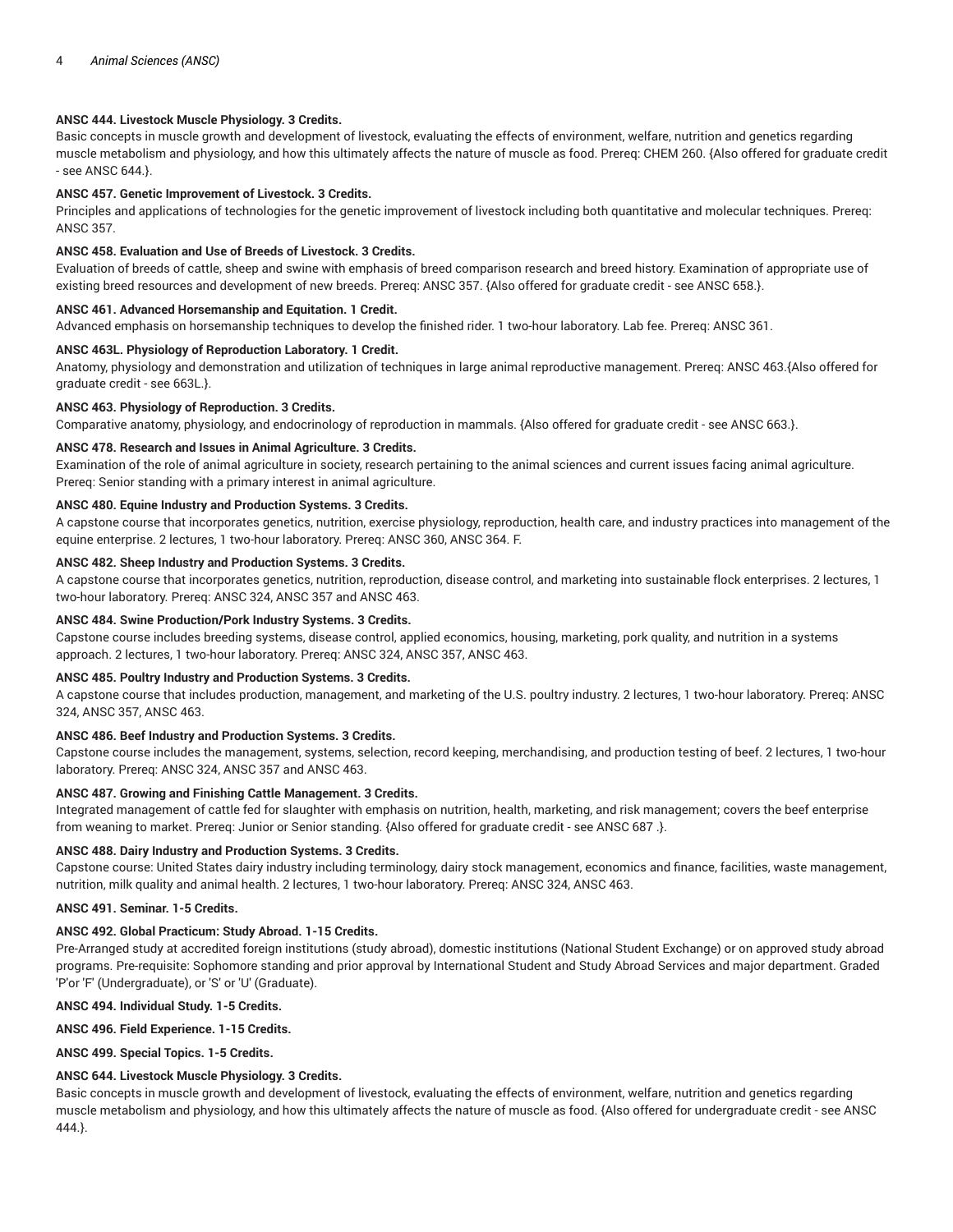**ANSC 444. Livestock Muscle Physiology. 3 Credits.**

Basic concepts in muscle growth and development of livestock, evaluating the effects of environment, welfare, nutrition and genetics regarding muscle metabolism and physiology, and how this ultimately affects the nature of muscle as food. Prereq: CHEM 260. {Also offered for graduate credit - see ANSC 644.}.

**ANSC 457. Genetic Improvement of Livestock. 3 Credits.**

Principles and applications of technologies for the genetic improvement of livestock including both quantitative and molecular techniques. Prereq: ANSC 357.

**ANSC 458. Evaluation and Use of Breeds of Livestock. 3 Credits.**

Evaluation of breeds of cattle, sheep and swine with emphasis of breed comparison research and breed history. Examination of appropriate use of existing breed resources and development of new breeds. Prereq: ANSC 357. {Also offered for graduate credit - see ANSC 658.}.

**ANSC 461. Advanced Horsemanship and Equitation. 1 Credit.**

Advanced emphasis on horsemanship techniques to develop the finished rider. 1 two-hour laboratory. Lab fee. Prereq: ANSC 361.

**ANSC 463L. Physiology of Reproduction Laboratory. 1 Credit.**

Anatomy, physiology and demonstration and utilization of techniques in large animal reproductive management. Prereq: ANSC 463.{Also offered for graduate credit - see 663L.}.

**ANSC 463. Physiology of Reproduction. 3 Credits.**

Comparative anatomy, physiology, and endocrinology of reproduction in mammals. {Also offered for graduate credit - see ANSC 663.}.

**ANSC 478. Research and Issues in Animal Agriculture. 3 Credits.**

Examination of the role of animal agriculture in society, research pertaining to the animal sciences and current issues facing animal agriculture. Prereq: Senior standing with a primary interest in animal agriculture.

**ANSC 480. Equine Industry and Production Systems. 3 Credits.**

A capstone course that incorporates genetics, nutrition, exercise physiology, reproduction, health care, and industry practices into management of the equine enterprise. 2 lectures, 1 two-hour laboratory. Prereq: ANSC 360, ANSC 364. F.

**ANSC 482. Sheep Industry and Production Systems. 3 Credits.**

A capstone course that incorporates genetics, nutrition, reproduction, disease control, and marketing into sustainable flock enterprises. 2 lectures, 1 two-hour laboratory. Prereq: ANSC 324, ANSC 357 and ANSC 463.

**ANSC 484. Swine Production/Pork Industry Systems. 3 Credits.**

Capstone course includes breeding systems, disease control, applied economics, housing, marketing, pork quality, and nutrition in a systems approach. 2 lectures, 1 two-hour laboratory. Prereq: ANSC 324, ANSC 357, ANSC 463.

**ANSC 485. Poultry Industry and Production Systems. 3 Credits.**

A capstone course that includes production, management, and marketing of the U.S. poultry industry. 2 lectures, 1 two-hour laboratory. Prereq: ANSC 324, ANSC 357, ANSC 463.

**ANSC 486. Beef Industry and Production Systems. 3 Credits.**

Capstone course includes the management, systems, selection, record keeping, merchandising, and production testing of beef. 2 lectures, 1 two-hour laboratory. Prereq: ANSC 324, ANSC 357 and ANSC 463.

**ANSC 487. Growing and Finishing Cattle Management. 3 Credits.**

Integrated management of cattle fed for slaughter with emphasis on nutrition, health, marketing, and risk management; covers the beef enterprise from weaning to market. Prereq: Junior or Senior standing. {Also offered for graduate credit - see ANSC 687 .}.

**ANSC 488. Dairy Industry and Production Systems. 3 Credits.**

Capstone course: United States dairy industry including terminology, dairy stock management, economics and finance, facilities, waste management, nutrition, milk quality and animal health. 2 lectures, 1 two-hour laboratory. Prereq: ANSC 324, ANSC 463.

**ANSC 491. Seminar. 1-5 Credits.**

**ANSC 492. Global Practicum: Study Abroad. 1-15 Credits.**

Pre-Arranged study at accredited foreign institutions (study abroad), domestic institutions (National Student Exchange) or on approved study abroad programs. Pre-requisite: Sophomore standing and prior approval by International Student and Study Abroad Services and major department. Graded 'P'or 'F' (Undergraduate), or 'S' or 'U' (Graduate).

**ANSC 494. Individual Study. 1-5 Credits.**

**ANSC 496. Field Experience. 1-15 Credits.**

**ANSC 499. Special Topics. 1-5 Credits.**

**ANSC 644. Livestock Muscle Physiology. 3 Credits.**

Basic concepts in muscle growth and development of livestock, evaluating the effects of environment, welfare, nutrition and genetics regarding muscle metabolism and physiology, and how this ultimately affects the nature of muscle as food. {Also offered for undergraduate credit - see ANSC 444.}.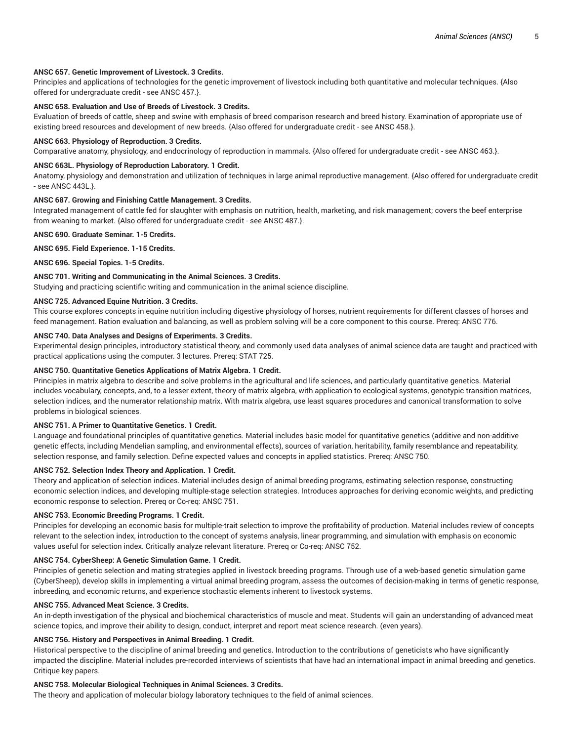**ANSC 657. Genetic Improvement of Livestock. 3 Credits.**

Principles and applications of technologies for the genetic improvement of livestock including both quantitative and molecular techniques. {Also offered for undergraduate credit - see ANSC 457.}.

**ANSC 658. Evaluation and Use of Breeds of Livestock. 3 Credits.**

Evaluation of breeds of cattle, sheep and swine with emphasis of breed comparison research and breed history. Examination of appropriate use of existing breed resources and development of new breeds. {Also offered for undergraduate credit - see ANSC 458.}.

**ANSC 663. Physiology of Reproduction. 3 Credits.**

Comparative anatomy, physiology, and endocrinology of reproduction in mammals. {Also offered for undergraduate credit - see ANSC 463.}.

**ANSC 663L. Physiology of Reproduction Laboratory. 1 Credit.**

Anatomy, physiology and demonstration and utilization of techniques in large animal reproductive management. {Also offered for undergraduate credit - see ANSC 443L.}.

**ANSC 687. Growing and Finishing Cattle Management. 3 Credits.**

Integrated management of cattle fed for slaughter with emphasis on nutrition, health, marketing, and risk management; covers the beef enterprise from weaning to market. {Also offered for undergraduate credit - see ANSC 487.}.

**ANSC 690. Graduate Seminar. 1-5 Credits.**

**ANSC 695. Field Experience. 1-15 Credits.**

**ANSC 696. Special Topics. 1-5 Credits.**

**ANSC 701. Writing and Communicating in the Animal Sciences. 3 Credits.**

Studying and practicing scientific writing and communication in the animal science discipline.

**ANSC 725. Advanced Equine Nutrition. 3 Credits.**

This course explores concepts in equine nutrition including digestive physiology of horses, nutrient requirements for different classes of horses and feed management. Ration evaluation and balancing, as well as problem solving will be a core component to this course. Prereq: ANSC 776.

**ANSC 740. Data Analyses and Designs of Experiments. 3 Credits.**

Experimental design principles, introductory statistical theory, and commonly used data analyses of animal science data are taught and practiced with practical applications using the computer. 3 lectures. Prereq: STAT 725.

**ANSC 750. Quantitative Genetics Applications of Matrix Algebra. 1 Credit.**

Principles in matrix algebra to describe and solve problems in the agricultural and life sciences, and particularly quantitative genetics. Material includes vocabulary, concepts, and, to a lesser extent, theory of matrix algebra, with application to ecological systems, genotypic transition matrices, selection indices, and the numerator relationship matrix. With matrix algebra, use least squares procedures and canonical transformation to solve problems in biological sciences.

**ANSC 751. A Primer to Quantitative Genetics. 1 Credit.**

Language and foundational principles of quantitative genetics. Material includes basic model for quantitative genetics (additive and non-additive genetic effects, including Mendelian sampling, and environmental effects), sources of variation, heritability, family resemblance and repeatability, selection response, and family selection. Define expected values and concepts in applied statistics. Prereq: ANSC 750.

**ANSC 752. Selection Index Theory and Application. 1 Credit.**

Theory and application of selection indices. Material includes design of animal breeding programs, estimating selection response, constructing economic selection indices, and developing multiple-stage selection strategies. Introduces approaches for deriving economic weights, and predicting economic response to selection. Prereq or Co-req: ANSC 751.

**ANSC 753. Economic Breeding Programs. 1 Credit.**

Principles for developing an economic basis for multiple-trait selection to improve the profitability of production. Material includes review of concepts relevant to the selection index, introduction to the concept of systems analysis, linear programming, and simulation with emphasis on economic values useful for selection index. Critically analyze relevant literature. Prereq or Co-req: ANSC 752.

**ANSC 754. CyberSheep: A Genetic Simulation Game. 1 Credit.**

Principles of genetic selection and mating strategies applied in livestock breeding programs. Through use of a web-based genetic simulation game (CyberSheep), develop skills in implementing a virtual animal breeding program, assess the outcomes of decision-making in terms of genetic response, inbreeding, and economic returns, and experience stochastic elements inherent to livestock systems.

**ANSC 755. Advanced Meat Science. 3 Credits.**

An in-depth investigation of the physical and biochemical characteristics of muscle and meat. Students will gain an understanding of advanced meat science topics, and improve their ability to design, conduct, interpret and report meat science research. (even years).

**ANSC 756. History and Perspectives in Animal Breeding. 1 Credit.**

Historical perspective to the discipline of animal breeding and genetics. Introduction to the contributions of geneticists who have significantly impacted the discipline. Material includes pre-recorded interviews of scientists that have had an international impact in animal breeding and genetics. Critique key papers.

**ANSC 758. Molecular Biological Techniques in Animal Sciences. 3 Credits.**

The theory and application of molecular biology laboratory techniques to the field of animal sciences.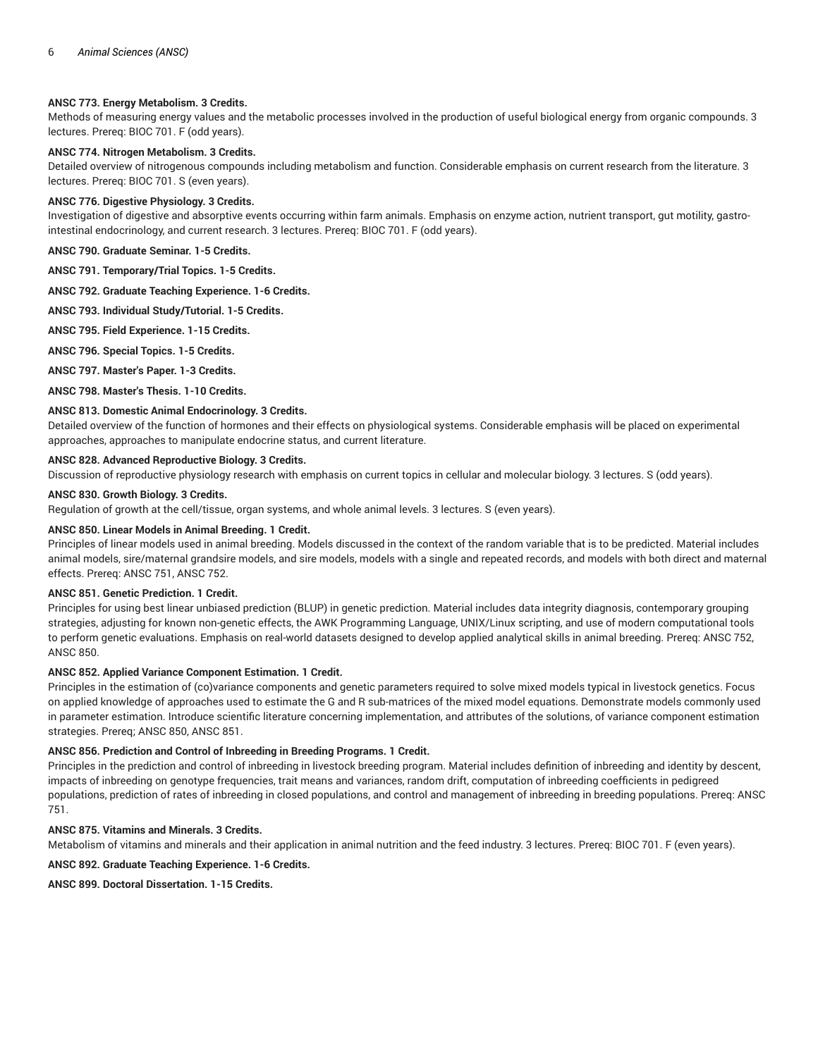**ANSC 773. Energy Metabolism. 3 Credits.**

Methods of measuring energy values and the metabolic processes involved in the production of useful biological energy from organic compounds. 3 lectures. Prereq: BIOC 701. F (odd years).

**ANSC 774. Nitrogen Metabolism. 3 Credits.**

Detailed overview of nitrogenous compounds including metabolism and function. Considerable emphasis on current research from the literature. 3 lectures. Prereq: BIOC 701. S (even years).

**ANSC 776. Digestive Physiology. 3 Credits.**

Investigation of digestive and absorptive events occurring within farm animals. Emphasis on enzyme action, nutrient transport, gut motility, gastro-intestinal endocrinology, and current research. 3 lectures. Prereq: BIOC 701. F (odd years).

**ANSC 790. Graduate Seminar. 1-5 Credits.**

**ANSC 791. Temporary/Trial Topics. 1-5 Credits.**

**ANSC 792. Graduate Teaching Experience. 1-6 Credits.**

**ANSC 793. Individual Study/Tutorial. 1-5 Credits.**

**ANSC 795. Field Experience. 1-15 Credits.**

**ANSC 796. Special Topics. 1-5 Credits.**

**ANSC 797. Master's Paper. 1-3 Credits.**

**ANSC 798. Master's Thesis. 1-10 Credits.**

**ANSC 813. Domestic Animal Endocrinology. 3 Credits.**

Detailed overview of the function of hormones and their effects on physiological systems. Considerable emphasis will be placed on experimental approaches, approaches to manipulate endocrine status, and current literature.

**ANSC 828. Advanced Reproductive Biology. 3 Credits.**

Discussion of reproductive physiology research with emphasis on current topics in cellular and molecular biology. 3 lectures. S (odd years).

**ANSC 830. Growth Biology. 3 Credits.**

Regulation of growth at the cell/tissue, organ systems, and whole animal levels. 3 lectures. S (even years).

**ANSC 850. Linear Models in Animal Breeding. 1 Credit.**

Principles of linear models used in animal breeding. Models discussed in the context of the random variable that is to be predicted. Material includes animal models, sire/maternal grandsire models, and sire models, models with a single and repeated records, and models with both direct and maternal effects. Prereq: ANSC 751, ANSC 752.

**ANSC 851. Genetic Prediction. 1 Credit.**

Principles for using best linear unbiased prediction (BLUP) in genetic prediction. Material includes data integrity diagnosis, contemporary grouping strategies, adjusting for known non-genetic effects, the AWK Programming Language, UNIX/Linux scripting, and use of modern computational tools to perform genetic evaluations. Emphasis on real-world datasets designed to develop applied analytical skills in animal breeding. Prereq: ANSC 752, ANSC 850.

**ANSC 852. Applied Variance Component Estimation. 1 Credit.**

Principles in the estimation of (co)variance components and genetic parameters required to solve mixed models typical in livestock genetics. Focus on applied knowledge of approaches used to estimate the G and R sub-matrices of the mixed model equations. Demonstrate models commonly used in parameter estimation. Introduce scientific literature concerning implementation, and attributes of the solutions, of variance component estimation strategies. Prereq; ANSC 850, ANSC 851.

**ANSC 856. Prediction and Control of Inbreeding in Breeding Programs. 1 Credit.**

Principles in the prediction and control of inbreeding in livestock breeding program. Material includes definition of inbreeding and identity by descent, impacts of inbreeding on genotype frequencies, trait means and variances, random drift, computation of inbreeding coefficients in pedigreed populations, prediction of rates of inbreeding in closed populations, and control and management of inbreeding in breeding populations. Prereq: ANSC 751.

**ANSC 875. Vitamins and Minerals. 3 Credits.**

Metabolism of vitamins and minerals and their application in animal nutrition and the feed industry. 3 lectures. Prereq: BIOC 701. F (even years).

**ANSC 892. Graduate Teaching Experience. 1-6 Credits.**

**ANSC 899. Doctoral Dissertation. 1-15 Credits.**